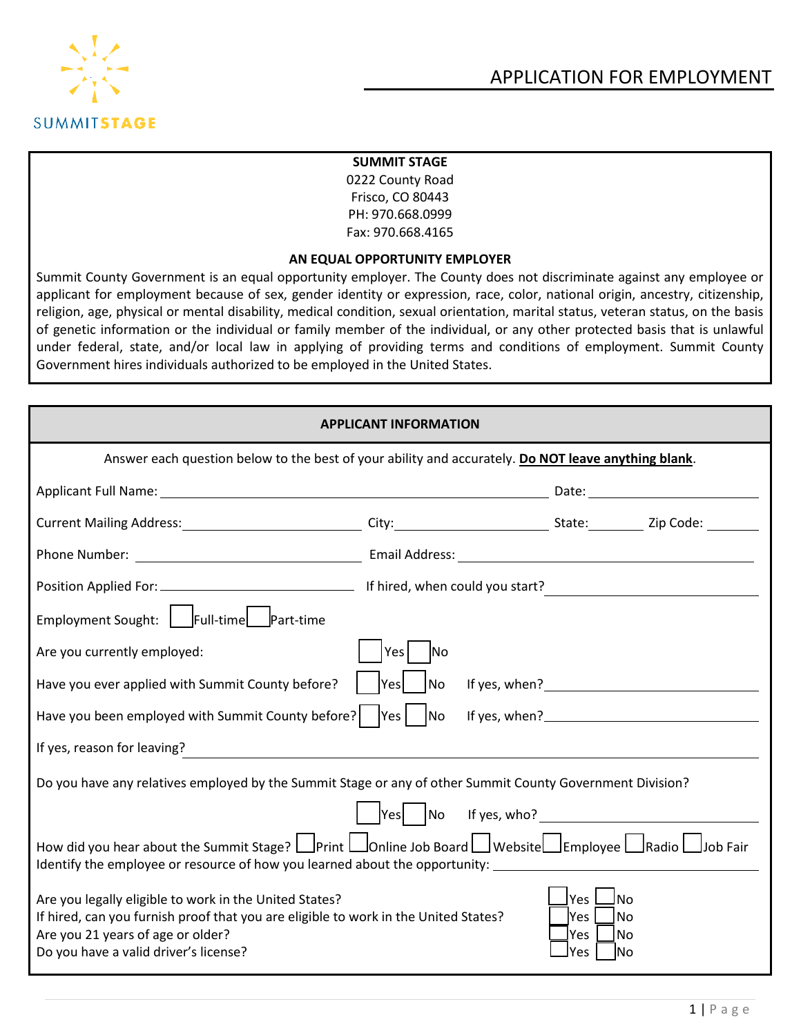SUMMITSTAGE

# APPLICATION FOR EMPLOYMENT

**SUMMIT STAGE**
0222 County Road
Frisco, CO 80443
PH: 970.668.0999
Fax: 970.668.4165

**AN EQUAL OPPORTUNITY EMPLOYER**

Summit County Government is an equal opportunity employer. The County does not discriminate against any employee or applicant for employment because of sex, gender identity or expression, race, color, national origin, ancestry, citizenship, religion, age, physical or mental disability, medical condition, sexual orientation, marital status, veteran status, on the basis of genetic information or the individual or family member of the individual, or any other protected basis that is unlawful under federal, state, and/or local law in applying of providing terms and conditions of employment. Summit County Government hires individuals authorized to be employed in the United States.

## APPLICANT INFORMATION

Answer each question below to the best of your ability and accurately. **Do NOT leave anything blank**.

Applicant Full Name: ______________________ Date: __________

Current Mailing Address: __________ City: __________ State: ______ Zip Code: ______

Phone Number: __________ Email Address: __________

Position Applied For: __________ If hired, when could you start? __________

Employment Sought: ☐ Full-time ☐ Part-time

Are you currently employed: ☐ Yes ☐ No

Have you ever applied with Summit County before? ☐ Yes ☐ No If yes, when? __________

Have you been employed with Summit County before? ☐ Yes ☐ No If yes, when? __________

If yes, reason for leaving? __________

Do you have any relatives employed by the Summit Stage or any of other Summit County Government Division?

☐ Yes ☐ No If yes, who? __________

How did you hear about the Summit Stage? ☐ Print ☐ Online Job Board ☐ Website ☐ Employee ☐ Radio ☐ Job Fair
Identify the employee or resource of how you learned about the opportunity: __________

Are you legally eligible to work in the United States? ☐ Yes ☐ No
If hired, can you furnish proof that you are eligible to work in the United States? ☐ Yes ☐ No
Are you 21 years of age or older? ☐ Yes ☐ No
Do you have a valid driver's license? ☐ Yes ☐ No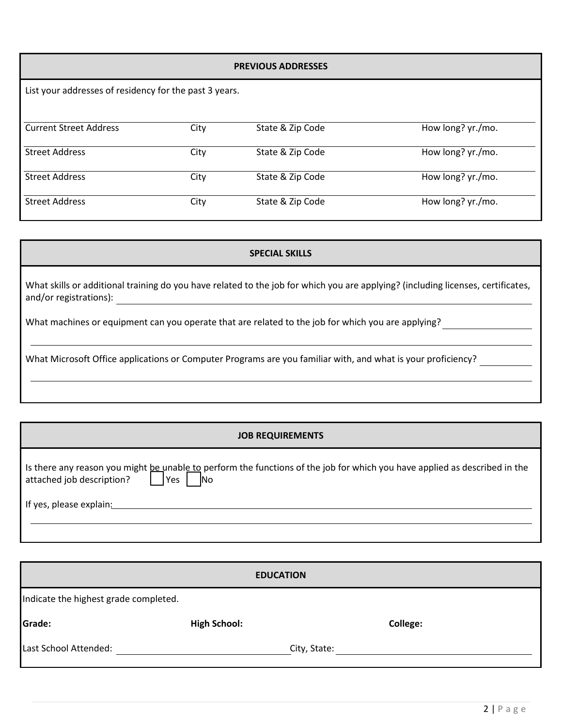## PREVIOUS ADDRESSES

List your addresses of residency for the past 3 years.

| Current Street Address | City | State & Zip Code | How long? yr./mo. |
|---|---|---|---|
| Street Address | City | State & Zip Code | How long? yr./mo. |
| Street Address | City | State & Zip Code | How long? yr./mo. |
| Street Address | City | State & Zip Code | How long? yr./mo. |

## SPECIAL SKILLS

What skills or additional training do you have related to the job for which you are applying? (including licenses, certificates, and/or registrations): ______________________________

What machines or equipment can you operate that are related to the job for which you are applying? ______________________________

______________________________

What Microsoft Office applications or Computer Programs are you familiar with, and what is your proficiency? ______________________________

______________________________

## JOB REQUIREMENTS

Is there any reason you might be unable to perform the functions of the job for which you have applied as described in the attached job description? ☐ Yes ☐ No

If yes, please explain: ______________________________

______________________________

## EDUCATION

Indicate the highest grade completed.

**Grade:** **High School:** **College:**

Last School Attended: ______________________________ City, State: ______________________________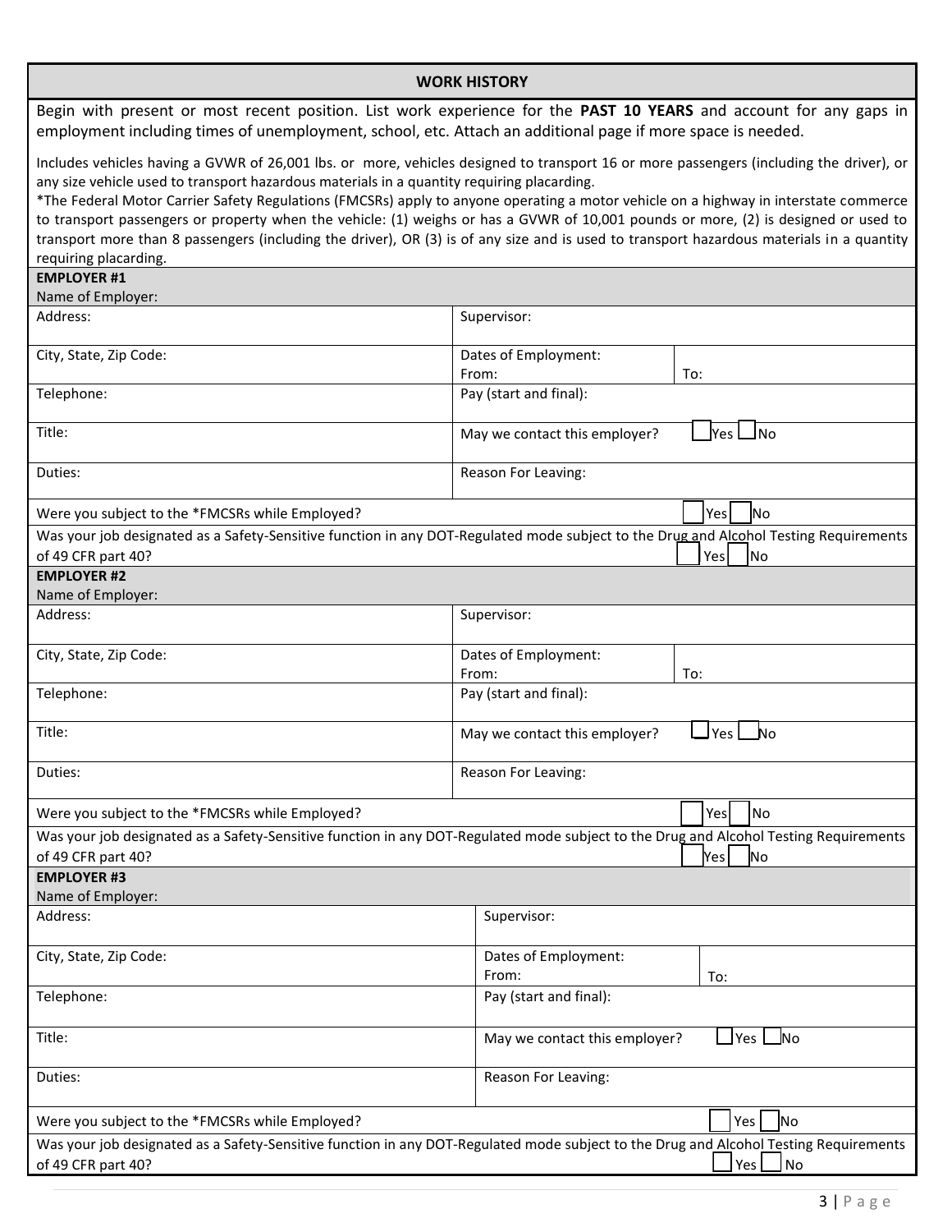## WORK HISTORY

Begin with present or most recent position. List work experience for the **PAST 10 YEARS** and account for any gaps in employment including times of unemployment, school, etc. Attach an additional page if more space is needed.

Includes vehicles having a GVWR of 26,001 lbs. or more, vehicles designed to transport 16 or more passengers (including the driver), or any size vehicle used to transport hazardous materials in a quantity requiring placarding.

*The Federal Motor Carrier Safety Regulations (FMCSRs) apply to anyone operating a motor vehicle on a highway in interstate commerce to transport passengers or property when the vehicle: (1) weighs or has a GVWR of 10,001 pounds or more, (2) is designed or used to transport more than 8 passengers (including the driver), OR (3) is of any size and is used to transport hazardous materials in a quantity requiring placarding.

**EMPLOYER #1**

| Name of Employer: | | |
|---|---|---|
| Address: | Supervisor: | |
| City, State, Zip Code: | Dates of Employment: From: | To: |
| Telephone: | Pay (start and final): | |
| Title: | May we contact this employer? ☐ Yes ☐ No | |
| Duties: | Reason For Leaving: | |

Were you subject to the *FMCSRs while Employed? ☐ Yes ☐ No

Was your job designated as a Safety-Sensitive function in any DOT-Regulated mode subject to the Drug and Alcohol Testing Requirements of 49 CFR part 40? ☐ Yes ☐ No

**EMPLOYER #2**

| Name of Employer: | | |
|---|---|---|
| Address: | Supervisor: | |
| City, State, Zip Code: | Dates of Employment: From: | To: |
| Telephone: | Pay (start and final): | |
| Title: | May we contact this employer? ☐ Yes ☐ No | |
| Duties: | Reason For Leaving: | |

Were you subject to the *FMCSRs while Employed? ☐ Yes ☐ No

Was your job designated as a Safety-Sensitive function in any DOT-Regulated mode subject to the Drug and Alcohol Testing Requirements of 49 CFR part 40? ☐ Yes ☐ No

**EMPLOYER #3**

| Name of Employer: | | |
|---|---|---|
| Address: | Supervisor: | |
| City, State, Zip Code: | Dates of Employment: From: | To: |
| Telephone: | Pay (start and final): | |
| Title: | May we contact this employer? ☐ Yes ☐ No | |
| Duties: | Reason For Leaving: | |

Were you subject to the *FMCSRs while Employed? ☐ Yes ☐ No

Was your job designated as a Safety-Sensitive function in any DOT-Regulated mode subject to the Drug and Alcohol Testing Requirements of 49 CFR part 40? ☐ Yes ☐ No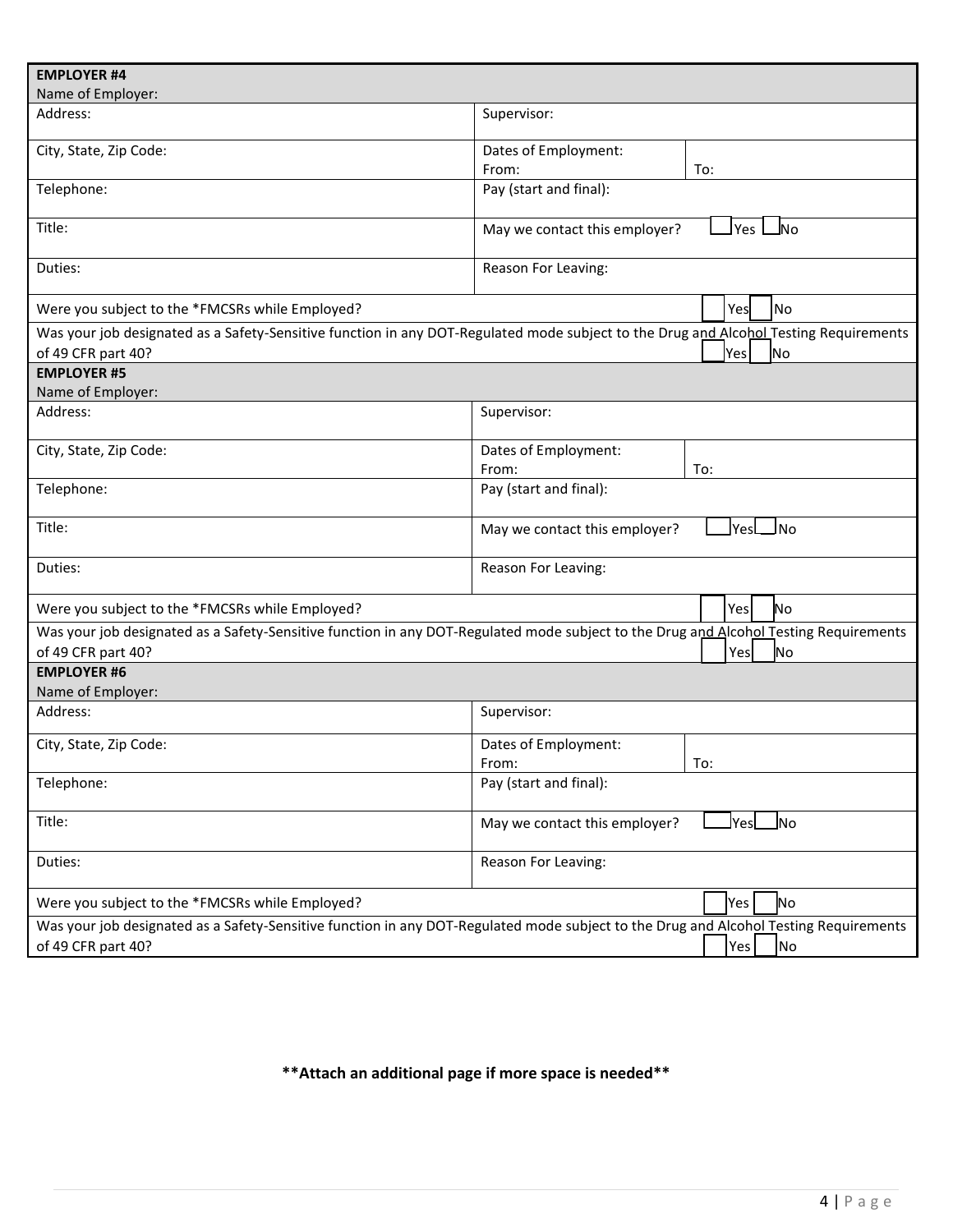| **EMPLOYER #4**<br>Name of Employer: | | |
|---|---|---|
| Address: | Supervisor: | |
| City, State, Zip Code: | Dates of Employment:<br>From: | To: |
| Telephone: | Pay (start and final): | |
| Title: | May we contact this employer? ☐ Yes ☐ No | |
| Duties: | Reason For Leaving: | |
| Were you subject to the *FMCSRs while Employed? | | ☐ Yes ☐ No |
| Was your job designated as a Safety-Sensitive function in any DOT-Regulated mode subject to the Drug and Alcohol Testing Requirements of 49 CFR part 40? | | ☐ Yes ☐ No |

| **EMPLOYER #5**<br>Name of Employer: | | |
|---|---|---|
| Address: | Supervisor: | |
| City, State, Zip Code: | Dates of Employment:<br>From: | To: |
| Telephone: | Pay (start and final): | |
| Title: | May we contact this employer? ☐ Yes ☐ No | |
| Duties: | Reason For Leaving: | |
| Were you subject to the *FMCSRs while Employed? | | ☐ Yes ☐ No |
| Was your job designated as a Safety-Sensitive function in any DOT-Regulated mode subject to the Drug and Alcohol Testing Requirements of 49 CFR part 40? | | ☐ Yes ☐ No |

| **EMPLOYER #6**<br>Name of Employer: | | |
|---|---|---|
| Address: | Supervisor: | |
| City, State, Zip Code: | Dates of Employment:<br>From: | To: |
| Telephone: | Pay (start and final): | |
| Title: | May we contact this employer? ☐ Yes ☐ No | |
| Duties: | Reason For Leaving: | |
| Were you subject to the *FMCSRs while Employed? | | ☐ Yes ☐ No |
| Was your job designated as a Safety-Sensitive function in any DOT-Regulated mode subject to the Drug and Alcohol Testing Requirements of 49 CFR part 40? | | ☐ Yes ☐ No |

**Attach an additional page if more space is needed**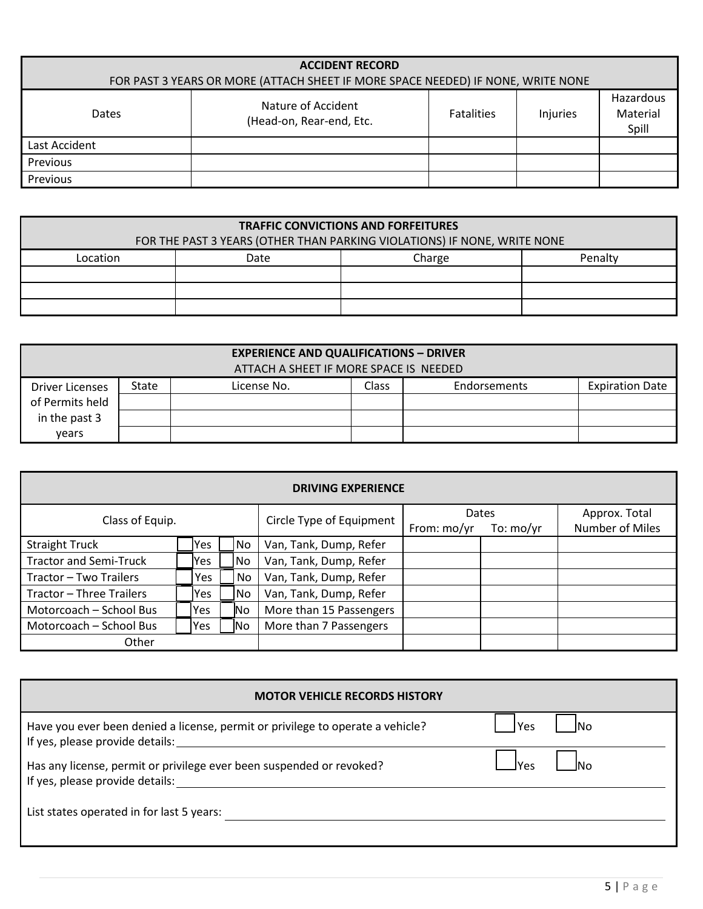| **ACCIDENT RECORD**<br>FOR PAST 3 YEARS OR MORE (ATTACH SHEET IF MORE SPACE NEEDED) IF NONE, WRITE NONE | | | | |
|---|---|---|---|---|
| Dates | Nature of Accident (Head-on, Rear-end, Etc. | Fatalities | Injuries | Hazardous Material Spill |
| Last Accident | | | | |
| Previous | | | | |
| Previous | | | | |

| **TRAFFIC CONVICTIONS AND FORFEITURES**<br>FOR THE PAST 3 YEARS (OTHER THAN PARKING VIOLATIONS) IF NONE, WRITE NONE | | | |
|---|---|---|---|
| Location | Date | Charge | Penalty |
| | | | |
| | | | |
| | | | |

| **EXPERIENCE AND QUALIFICATIONS – DRIVER**<br>ATTACH A SHEET IF MORE SPACE IS NEEDED | | | | | |
|---|---|---|---|---|---|
| Driver Licenses of Permits held in the past 3 years | State | License No. | Class | Endorsements | Expiration Date |
| | | | | | |
| | | | | | |
| | | | | | |

| **DRIVING EXPERIENCE** | | | | | |
|---|---|---|---|---|---|
| Class of Equip. | | Circle Type of Equipment | Dates | | Approx. Total Number of Miles |
| | | | From: mo/yr | To: mo/yr | |
| Straight Truck | ☐ Yes ☐ No | Van, Tank, Dump, Refer | | | |
| Tractor and Semi-Truck | ☐ Yes ☐ No | Van, Tank, Dump, Refer | | | |
| Tractor – Two Trailers | ☐ Yes ☐ No | Van, Tank, Dump, Refer | | | |
| Tractor – Three Trailers | ☐ Yes ☐ No | Van, Tank, Dump, Refer | | | |
| Motorcoach – School Bus | ☐ Yes ☐ No | More than 15 Passengers | | | |
| Motorcoach – School Bus | ☐ Yes ☐ No | More than 7 Passengers | | | |
| Other | | | | | |

## MOTOR VEHICLE RECORDS HISTORY

Have you ever been denied a license, permit or privilege to operate a vehicle? ☐ Yes ☐ No
If yes, please provide details: ______________________________

Has any license, permit or privilege ever been suspended or revoked? ☐ Yes ☐ No
If yes, please provide details: ______________________________

List states operated in for last 5 years: ______________________________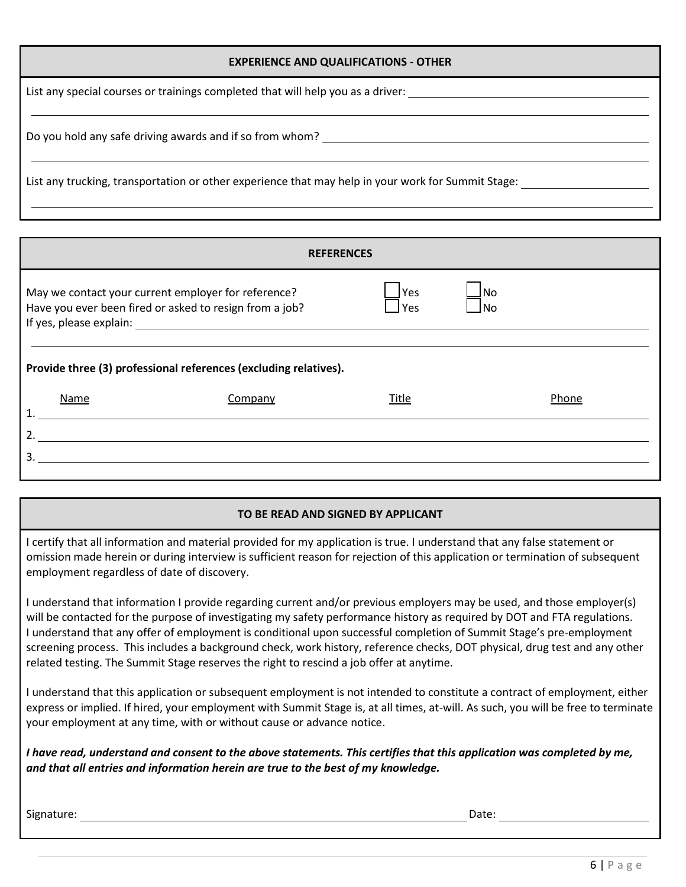## EXPERIENCE AND QUALIFICATIONS - OTHER

List any special courses or trainings completed that will help you as a driver: \_\_\_\_\_\_\_\_\_\_\_\_\_\_\_\_\_\_\_\_

Do you hold any safe driving awards and if so from whom? \_\_\_\_\_\_\_\_\_\_\_\_\_\_\_\_\_\_\_\_

List any trucking, transportation or other experience that may help in your work for Summit Stage: \_\_\_\_\_\_\_\_\_\_\_\_\_\_\_\_\_\_\_\_

## REFERENCES

May we contact your current employer for reference? ☐ Yes ☐ No

Have you ever been fired or asked to resign from a job? ☐ Yes ☐ No

If yes, please explain: \_\_\_\_\_\_\_\_\_\_\_\_\_\_\_\_\_\_\_\_

**Provide three (3) professional references (excluding relatives).**

| | Name | Company | Title | Phone |
|---|---|---|---|---|
| 1. | | | | |
| 2. | | | | |
| 3. | | | | |

## TO BE READ AND SIGNED BY APPLICANT

I certify that all information and material provided for my application is true. I understand that any false statement or omission made herein or during interview is sufficient reason for rejection of this application or termination of subsequent employment regardless of date of discovery.

I understand that information I provide regarding current and/or previous employers may be used, and those employer(s) will be contacted for the purpose of investigating my safety performance history as required by DOT and FTA regulations. I understand that any offer of employment is conditional upon successful completion of Summit Stage's pre-employment screening process. This includes a background check, work history, reference checks, DOT physical, drug test and any other related testing. The Summit Stage reserves the right to rescind a job offer at anytime.

I understand that this application or subsequent employment is not intended to constitute a contract of employment, either express or implied. If hired, your employment with Summit Stage is, at all times, at-will. As such, you will be free to terminate your employment at any time, with or without cause or advance notice.

***I have read, understand and consent to the above statements. This certifies that this application was completed by me, and that all entries and information herein are true to the best of my knowledge.***

Signature: \_\_\_\_\_\_\_\_\_\_\_\_\_\_\_\_\_\_\_\_ Date: \_\_\_\_\_\_\_\_\_\_\_\_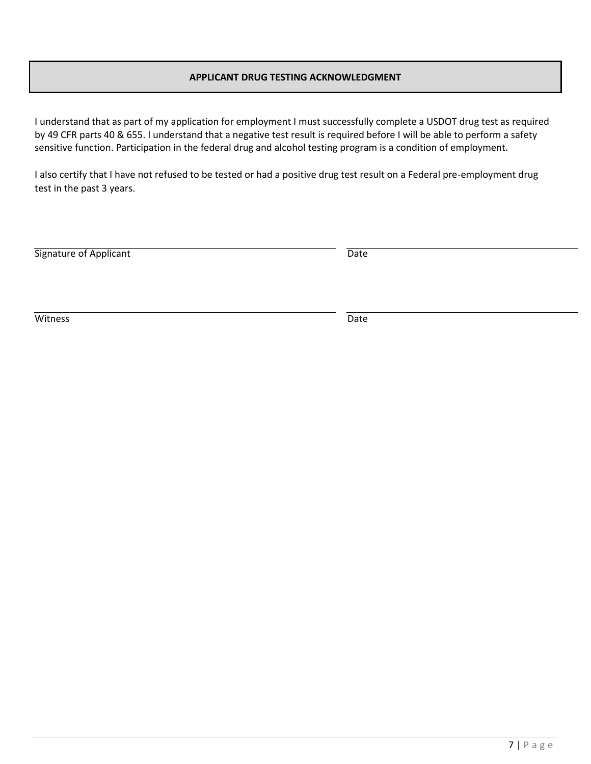## APPLICANT DRUG TESTING ACKNOWLEDGMENT

I understand that as part of my application for employment I must successfully complete a USDOT drug test as required by 49 CFR parts 40 & 655. I understand that a negative test result is required before I will be able to perform a safety sensitive function. Participation in the federal drug and alcohol testing program is a condition of employment.

I also certify that I have not refused to be tested or had a positive drug test result on a Federal pre-employment drug test in the past 3 years.

| Signature of Applicant | Date |
|---|---|
| | |

| Witness | Date |
|---|---|
| | |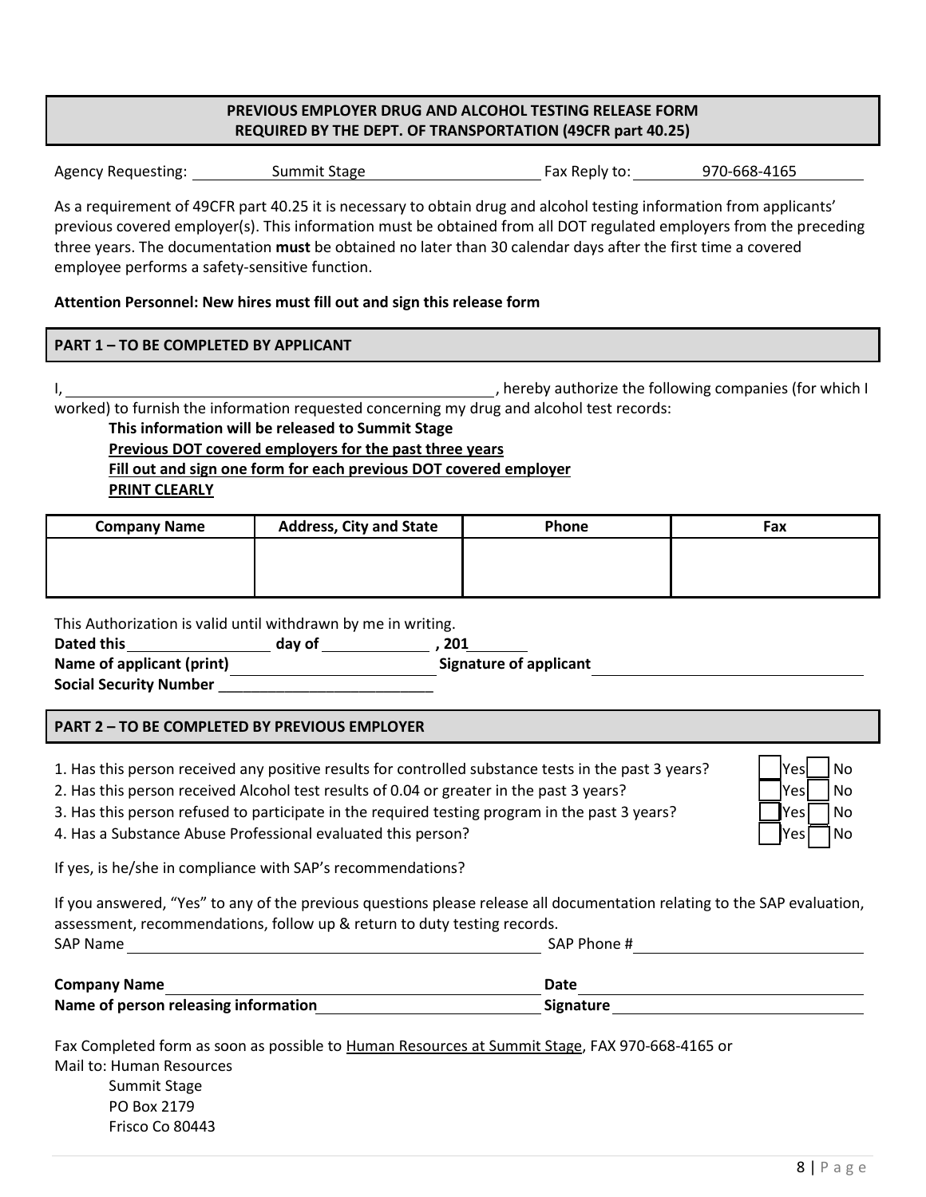## PREVIOUS EMPLOYER DRUG AND ALCOHOL TESTING RELEASE FORM
## REQUIRED BY THE DEPT. OF TRANSPORTATION (49CFR part 40.25)

Agency Requesting: Summit Stage Fax Reply to: 970-668-4165

As a requirement of 49CFR part 40.25 it is necessary to obtain drug and alcohol testing information from applicants' previous covered employer(s). This information must be obtained from all DOT regulated employers from the preceding three years. The documentation **must** be obtained no later than 30 calendar days after the first time a covered employee performs a safety-sensitive function.

**Attention Personnel: New hires must fill out and sign this release form**

### PART 1 – TO BE COMPLETED BY APPLICANT

I, ______________________________, hereby authorize the following companies (for which I worked) to furnish the information requested concerning my drug and alcohol test records:

**This information will be released to Summit Stage**
**<u>Previous DOT covered employers for the past three years</u>**
**<u>Fill out and sign one form for each previous DOT covered employer</u>**
**<u>PRINT CLEARLY</u>**

| Company Name | Address, City and State | Phone | Fax |
|---|---|---|---|
| | | | |

This Authorization is valid until withdrawn by me in writing.

**Dated this** __________ **day of** __________ **, 201**_____

**Name of applicant (print)** ______________________ **Signature of applicant** ______________________

**Social Security Number** ______________________

### PART 2 – TO BE COMPLETED BY PREVIOUS EMPLOYER

1. Has this person received any positive results for controlled substance tests in the past 3 years? ☐ Yes ☐ No
2. Has this person received Alcohol test results of 0.04 or greater in the past 3 years? ☐ Yes ☐ No
3. Has this person refused to participate in the required testing program in the past 3 years? ☐ Yes ☐ No
4. Has a Substance Abuse Professional evaluated this person? ☐ Yes ☐ No

If yes, is he/she in compliance with SAP's recommendations?

If you answered, "Yes" to any of the previous questions please release all documentation relating to the SAP evaluation, assessment, recommendations, follow up & return to duty testing records.

SAP Name ______________________ SAP Phone # ______________________

**Company Name** ______________________ **Date** ______________________

**Name of person releasing information** ______________________ **Signature** ______________________

Fax Completed form as soon as possible to <u>Human Resources at Summit Stage</u>, FAX 970-668-4165 or

Mail to: Human Resources
Summit Stage
PO Box 2179
Frisco Co 80443